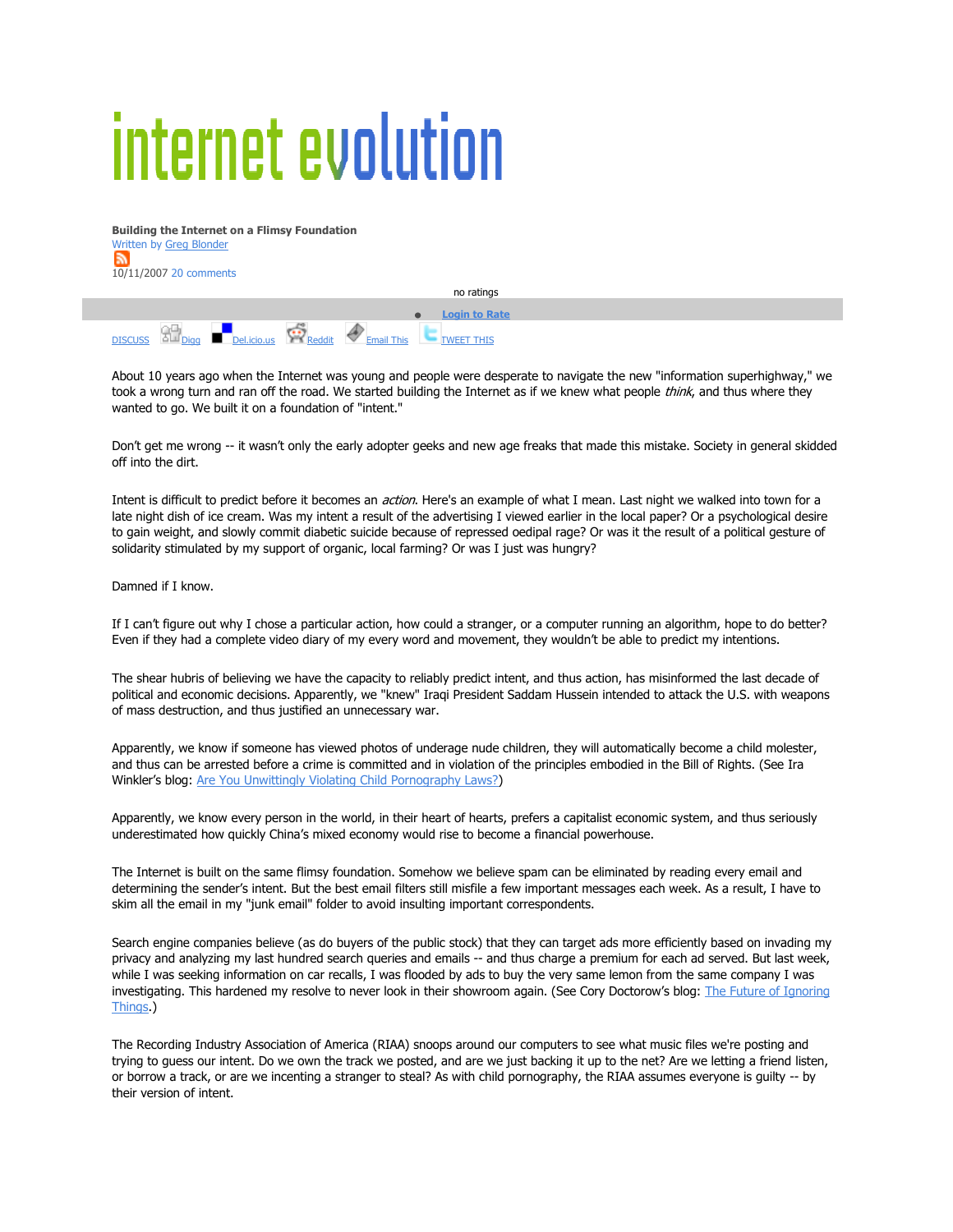# internet evolution

**Building the Internet on a Flimsy Foundation**
Written by Greg Blonder

10/11/2007 20 comments

no ratings

Login to Rate

DISCUSS Digg Del.icio.us Reddit Email This TWEET THIS

About 10 years ago when the Internet was young and people were desperate to navigate the new "information superhighway," we took a wrong turn and ran off the road. We started building the Internet as if we knew what people *think*, and thus where they wanted to go. We built it on a foundation of "intent."

Don't get me wrong -- it wasn't only the early adopter geeks and new age freaks that made this mistake. Society in general skidded off into the dirt.

Intent is difficult to predict before it becomes an *action*. Here's an example of what I mean. Last night we walked into town for a late night dish of ice cream. Was my intent a result of the advertising I viewed earlier in the local paper? Or a psychological desire to gain weight, and slowly commit diabetic suicide because of repressed oedipal rage? Or was it the result of a political gesture of solidarity stimulated by my support of organic, local farming? Or was I just was hungry?

Damned if I know.

If I can't figure out why I chose a particular action, how could a stranger, or a computer running an algorithm, hope to do better? Even if they had a complete video diary of my every word and movement, they wouldn't be able to predict my intentions.

The shear hubris of believing we have the capacity to reliably predict intent, and thus action, has misinformed the last decade of political and economic decisions. Apparently, we "knew" Iraqi President Saddam Hussein intended to attack the U.S. with weapons of mass destruction, and thus justified an unnecessary war.

Apparently, we know if someone has viewed photos of underage nude children, they will automatically become a child molester, and thus can be arrested before a crime is committed and in violation of the principles embodied in the Bill of Rights. (See Ira Winkler's blog: Are You Unwittingly Violating Child Pornography Laws?)

Apparently, we know every person in the world, in their heart of hearts, prefers a capitalist economic system, and thus seriously underestimated how quickly China's mixed economy would rise to become a financial powerhouse.

The Internet is built on the same flimsy foundation. Somehow we believe spam can be eliminated by reading every email and determining the sender's intent. But the best email filters still misfile a few important messages each week. As a result, I have to skim all the email in my "junk email" folder to avoid insulting important correspondents.

Search engine companies believe (as do buyers of the public stock) that they can target ads more efficiently based on invading my privacy and analyzing my last hundred search queries and emails -- and thus charge a premium for each ad served. But last week, while I was seeking information on car recalls, I was flooded by ads to buy the very same lemon from the same company I was investigating. This hardened my resolve to never look in their showroom again. (See Cory Doctorow's blog: The Future of Ignoring Things.)

The Recording Industry Association of America (RIAA) snoops around our computers to see what music files we're posting and trying to guess our intent. Do we own the track we posted, and are we just backing it up to the net? Are we letting a friend listen, or borrow a track, or are we incenting a stranger to steal? As with child pornography, the RIAA assumes everyone is guilty -- by their version of intent.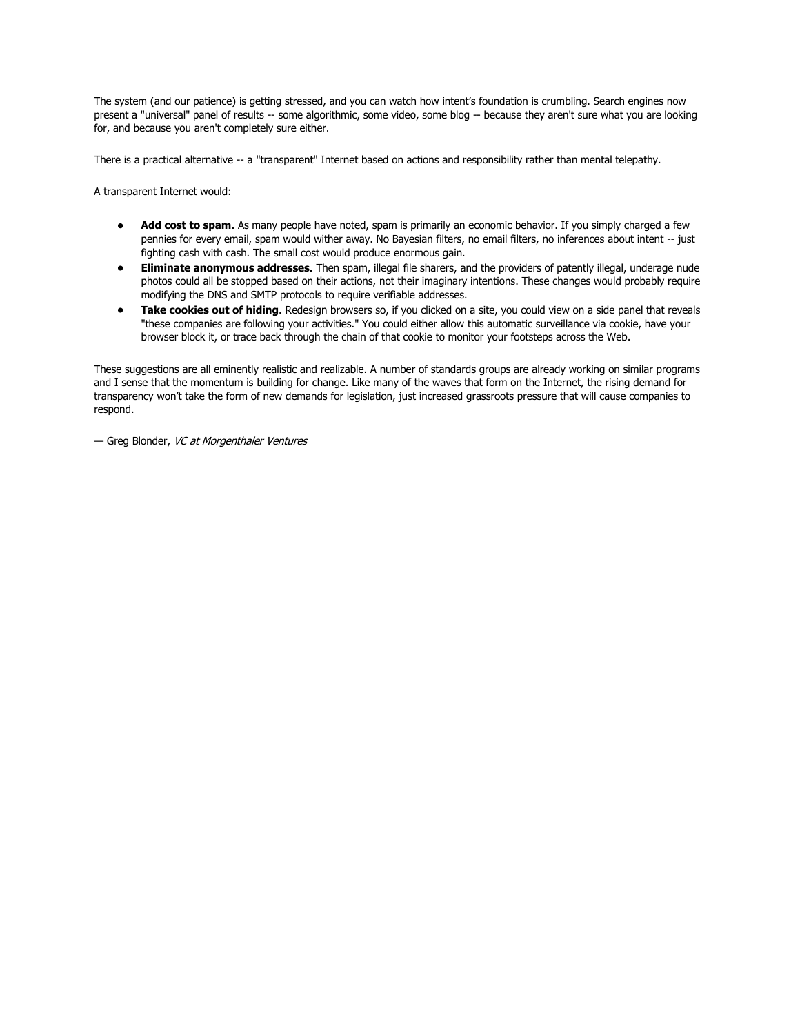The system (and our patience) is getting stressed, and you can watch how intent's foundation is crumbling. Search engines now present a "universal" panel of results -- some algorithmic, some video, some blog -- because they aren't sure what you are looking for, and because you aren't completely sure either.

There is a practical alternative -- a "transparent" Internet based on actions and responsibility rather than mental telepathy.

A transparent Internet would:

- **Add cost to spam.** As many people have noted, spam is primarily an economic behavior. If you simply charged a few pennies for every email, spam would wither away. No Bayesian filters, no email filters, no inferences about intent -- just fighting cash with cash. The small cost would produce enormous gain.
- **Eliminate anonymous addresses.** Then spam, illegal file sharers, and the providers of patently illegal, underage nude photos could all be stopped based on their actions, not their imaginary intentions. These changes would probably require modifying the DNS and SMTP protocols to require verifiable addresses.
- **Take cookies out of hiding.** Redesign browsers so, if you clicked on a site, you could view on a side panel that reveals "these companies are following your activities." You could either allow this automatic surveillance via cookie, have your browser block it, or trace back through the chain of that cookie to monitor your footsteps across the Web.

These suggestions are all eminently realistic and realizable. A number of standards groups are already working on similar programs and I sense that the momentum is building for change. Like many of the waves that form on the Internet, the rising demand for transparency won't take the form of new demands for legislation, just increased grassroots pressure that will cause companies to respond.

— Greg Blonder, *VC at Morgenthaler Ventures*